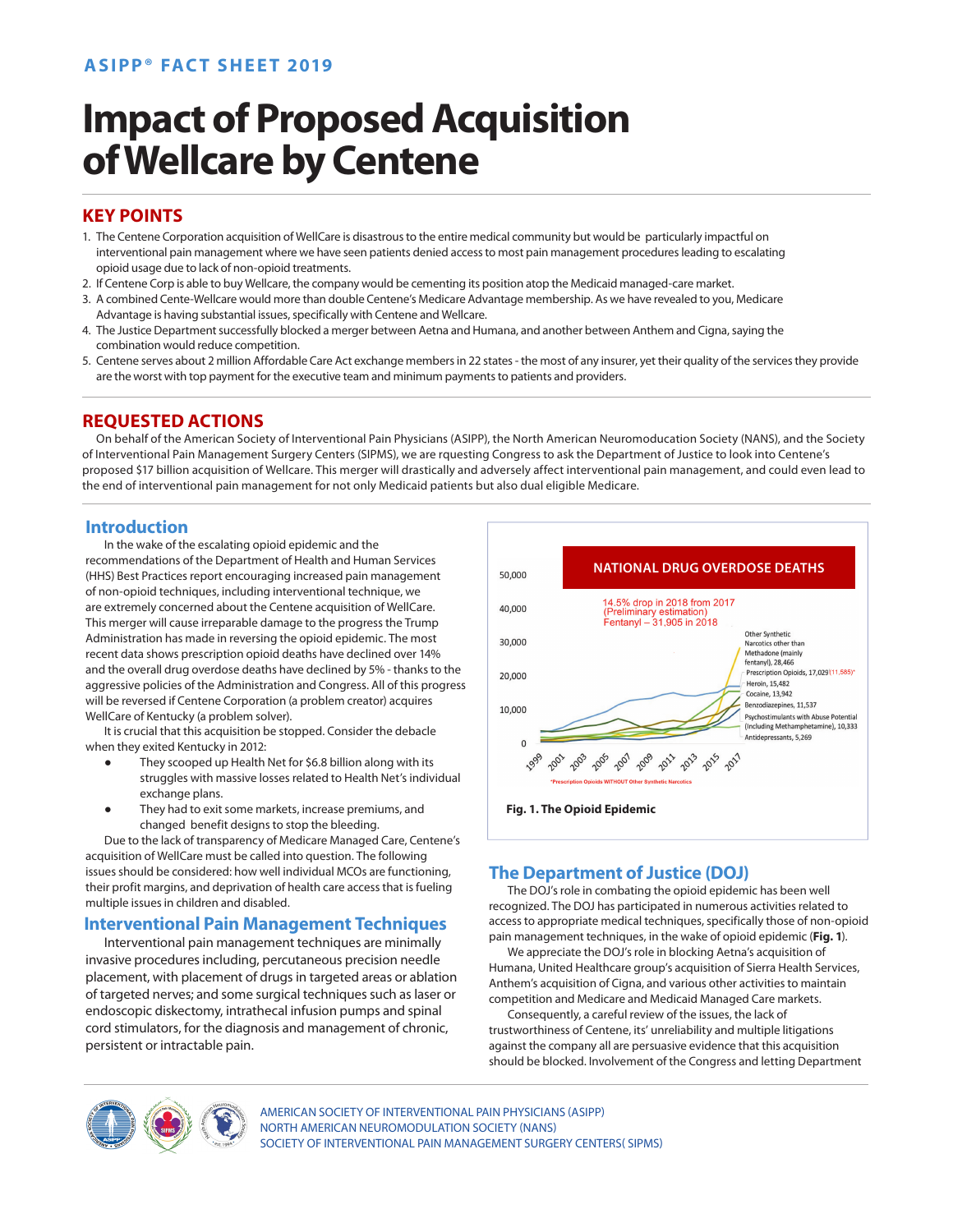ASIPP® FACT SHEET 2019

# Impact of Proposed Acquisition of Wellcare by Centene

## KEY POINTS

1. The Centene Corporation acquisition of WellCare is disastrous to the entire medical community but would be particularly impactful on interventional pain management where we have seen patients denied access to most pain management procedures leading to escalating opioid usage due to lack of non-opioid treatments.
2. If Centene Corp is able to buy Wellcare, the company would be cementing its position atop the Medicaid managed-care market.
3. A combined Cente-Wellcare would more than double Centene's Medicare Advantage membership. As we have revealed to you, Medicare Advantage is having substantial issues, specifically with Centene and Wellcare.
4. The Justice Department successfully blocked a merger between Aetna and Humana, and another between Anthem and Cigna, saying the combination would reduce competition.
5. Centene serves about 2 million Affordable Care Act exchange members in 22 states - the most of any insurer, yet their quality of the services they provide are the worst with top payment for the executive team and minimum payments to patients and providers.

## REQUESTED ACTIONS

On behalf of the American Society of Interventional Pain Physicians (ASIPP), the North American Neuromodulation Society (NANS), and the Society of Interventional Pain Management Surgery Centers (SIPMS), we are rqusting Congress to ask the Department of Justice to look into Centene's proposed $17 billion acquisition of Wellcare. This merger will drastically and adversely affect interventional pain management, and could even lead to the end of interventional pain management for not only Medicaid patients but also dual eligible Medicare.

### Introduction

In the wake of the escalating opioid epidemic and the recommendations of the Department of Health and Human Services (HHS) Best Practices report encouraging increased pain management of non-opioid techniques, including interventional technique, we are extremely concerned about the Centene acquisition of WellCare. This merger will cause irreparable damage to the progress the Trump Administration has made in reversing the opioid epidemic. The most recent data shows prescription opioid deaths have declined over 14% and the overall drug overdose deaths have declined by 5% - thanks to the aggressive policies of the Administration and Congress. All of this progress will be reversed if Centene Corporation (a problem creator) acquires WellCare of Kentucky (a problem solver).

It is crucial that this acquisition be stopped. Consider the debacle when they exited Kentucky in 2012:

- They scooped up Health Net for $6.8 billion along with its struggles with massive losses related to Health Net's individual exchange plans.
- They had to exit some markets, increase premiums, and changed benefit designs to stop the bleeding.

Due to the lack of transparency of Medicare Managed Care, Centene's acquisition of WellCare must be called into question. The following issues should be considered: how well individual MCOs are functioning, their profit margins, and deprivation of health care access that is fueling multiple issues in children and disabled.

### Interventional Pain Management Techniques

Interventional pain management techniques are minimally invasive procedures including, percutaneous precision needle placement, with placement of drugs in targeted areas or ablation of targeted nerves; and some surgical techniques such as laser or endoscopic diskectomy, intrathecal infusion pumps and spinal cord stimulators, for the diagnosis and management of chronic, persistent or intractable pain.

NATIONAL DRUG OVERDOSE DEATHS

14.5% drop in 2018 from 2017 (Preliminary estimation) Fentanyl – 31,905 in 2018

Other Synthetic Narcotics other than Methadone (mainly fentanyl), 28,466; Prescription Opioids, 17,029 (11,585)*; Heroin, 15,482; Cocaine, 13,942; Benzodiazepines, 11,537; Psychostimulants with Abuse Potential (Including Methamphetamine), 10,333; Antidepressants, 5,269

*Prescription Opioids WITHOUT Other Synthetic Narcotics

**Fig. 1. The Opioid Epidemic**

### The Department of Justice (DOJ)

The DOJ's role in combating the opioid epidemic has been well recognized. The DOJ has participated in numerous activities related to access to appropriate medical techniques, specifically those of non-opioid pain management techniques, in the wake of opioid epidemic (**Fig. 1**).

We appreciate the DOJ's role in blocking Aetna's acquisition of Humana, United Healthcare group's acquisition of Sierra Health Services, Anthem's acquisition of Cigna, and various other activities to maintain competition and Medicare and Medicaid Managed Care markets.

Consequently, a careful review of the issues, the lack of trustworthiness of Centene, its' unreliability and multiple litigations against the company all are persuasive evidence that this acquisition should be blocked. Involvement of the Congress and letting Department

AMERICAN SOCIETY OF INTERVENTIONAL PAIN PHYSICIANS (ASIPP)
NORTH AMERICAN NEUROMODULATION SOCIETY (NANS)
SOCIETY OF INTERVENTIONAL PAIN MANAGEMENT SURGERY CENTERS( SIPMS)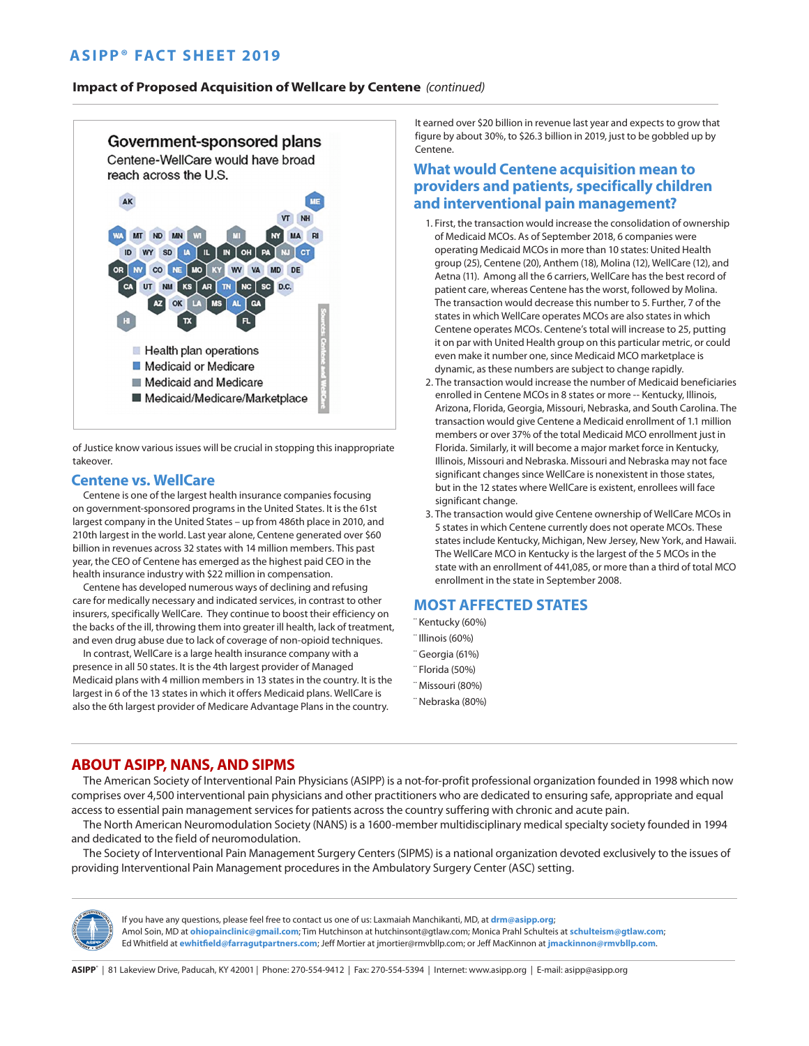### Impact of Proposed Acquisition of Wellcare by Centene *(continued)*

Government-sponsored plans

Centene-WellCare would have broad reach across the U.S.

AK ME VT NH WA MT ND MN WI MI NY MA RI ID WY SD IA IL IN OH PA NJ CT OR NV CO NE MO KY WV VA MD DE CA UT NM KS AR TN NC SC D.C. AZ OK LA MS AL GA HI TX FL

Health plan operations

Medicaid or Medicare

Medicaid and Medicare

Medicaid/Medicare/Marketplace

Sources: Centene and WellCare

of Justice know various issues will be crucial in stopping this inappropriate takeover.

## Centene vs. WellCare

Centene is one of the largest health insurance companies focusing on government-sponsored programs in the United States. It is the 61st largest company in the United States – up from 486th place in 2010, and 210th largest in the world. Last year alone, Centene generated over $60 billion in revenues across 32 states with 14 million members. This past year, the CEO of Centene has emerged as the highest paid CEO in the health insurance industry with $22 million in compensation.

Centene has developed numerous ways of declining and refusing care for medically necessary and indicated services, in contrast to other insurers, specifically WellCare. They continue to boost their efficiency on the backs of the ill, throwing them into greater ill health, lack of treatment, and even drug abuse due to lack of coverage of non-opioid techniques.

In contrast, WellCare is a large health insurance company with a presence in all 50 states. It is the 4th largest provider of Managed Medicaid plans with 4 million members in 13 states in the country. It is the largest in 6 of the 13 states in which it offers Medicaid plans. WellCare is also the 6th largest provider of Medicare Advantage Plans in the country. It earned over $20 billion in revenue last year and expects to grow that figure by about 30%, to $26.3 billion in 2019, just to be gobbled up by Centene.

## What would Centene acquisition mean to providers and patients, specifically children and interventional pain management?

1. First, the transaction would increase the consolidation of ownership of Medicaid MCOs. As of September 2018, 6 companies were operating Medicaid MCOs in more than 10 states: United Health group (25), Centene (20), Anthem (18), Molina (12), WellCare (12), and Aetna (11). Among all the 6 carriers, WellCare has the best record of patient care, whereas Centene has the worst, followed by Molina. The transaction would decrease this number to 5. Further, 7 of the states in which WellCare operates MCOs are also states in which Centene operates MCOs. Centene's total will increase to 25, putting it on par with United Health group on this particular metric, or could even make it number one, since Medicaid MCO marketplace is dynamic, as these numbers are subject to change rapidly.
2. The transaction would increase the number of Medicaid beneficiaries enrolled in Centene MCOs in 8 states or more -- Kentucky, Illinois, Arizona, Florida, Georgia, Missouri, Nebraska, and South Carolina. The transaction would give Centene a Medicaid enrollment of 1.1 million members or over 37% of the total Medicaid MCO enrollment just in Florida. Similarly, it will become a major market force in Kentucky, Illinois, Missouri and Nebraska. Missouri and Nebraska may not face significant changes since WellCare is nonexistent in those states, but in the 12 states where WellCare is existent, enrollees will face significant change.
3. The transaction would give Centene ownership of WellCare MCOs in 5 states in which Centene currently does not operate MCOs. These states include Kentucky, Michigan, New Jersey, New York, and Hawaii. The WellCare MCO in Kentucky is the largest of the 5 MCOs in the state with an enrollment of 441,085, or more than a third of total MCO enrollment in the state in September 2008.

## MOST AFFECTED STATES

- Kentucky (60%)
- Illinois (60%)
- Georgia (61%)
- Florida (50%)
- Missouri (80%)
- Nebraska (80%)

## ABOUT ASIPP, NANS, AND SIPMS

The American Society of Interventional Pain Physicians (ASIPP) is a not-for-profit professional organization founded in 1998 which now comprises over 4,500 interventional pain physicians and other practitioners who are dedicated to ensuring safe, appropriate and equal access to essential pain management services for patients across the country suffering with chronic and acute pain.

The North American Neuromodulation Society (NANS) is a 1600-member multidisciplinary medical specialty society founded in 1994 and dedicated to the field of neuromodulation.

The Society of Interventional Pain Management Surgery Centers (SIPMS) is a national organization devoted exclusively to the issues of providing Interventional Pain Management procedures in the Ambulatory Surgery Center (ASC) setting.

If you have any questions, please feel free to contact us one of us: Laxmaiah Manchikanti, MD, at **drm@asipp.org**; Amol Soin, MD at **ohiopainclinic@gmail.com**; Tim Hutchinson at hutchinsont@gtlaw.com; Monica Prahl Schulteis at **schulteism@gtlaw.com**; Ed Whitfield at **ewhitfield@farragutpartners.com**; Jeff Mortier at jmortier@rmvbllp.com; or Jeff MacKinnon at **jmackinnon@rmvbllp.com**.

ASIPP® | 81 Lakeview Drive, Paducah, KY 42001 | Phone: 270-554-9412 | Fax: 270-554-5394 | Internet: www.asipp.org | E-mail: asipp@asipp.org